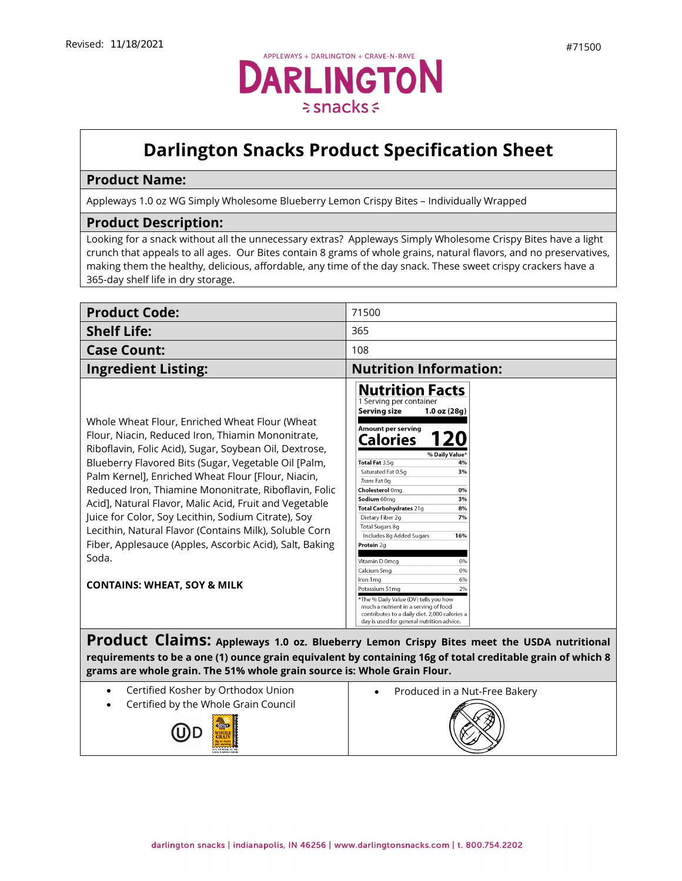Revised: 11/18/2021

#71500

APPLEWAYS + DARLINGTON + CRAVE-N-RAVE

DARLINGTON snacks

# Darlington Snacks Product Specification Sheet

## Product Name:

Appleways 1.0 oz WG Simply Wholesome Blueberry Lemon Crispy Bites – Individually Wrapped

## Product Description:

Looking for a snack without all the unnecessary extras? Appleways Simply Wholesome Crispy Bites have a light crunch that appeals to all ages. Our Bites contain 8 grams of whole grains, natural flavors, and no preservatives, making them the healthy, delicious, affordable, any time of the day snack. These sweet crispy crackers have a 365-day shelf life in dry storage.

| | |
|---|---|
| **Product Code:** | 71500 |
| **Shelf Life:** | 365 |
| **Case Count:** | 108 |

## Ingredient Listing:

Whole Wheat Flour, Enriched Wheat Flour (Wheat Flour, Niacin, Reduced Iron, Thiamin Mononitrate, Riboflavin, Folic Acid), Sugar, Soybean Oil, Dextrose, Blueberry Flavored Bits (Sugar, Vegetable Oil [Palm, Palm Kernel], Enriched Wheat Flour [Flour, Niacin, Reduced Iron, Thiamine Mononitrate, Riboflavin, Folic Acid], Natural Flavor, Malic Acid, Fruit and Vegetable Juice for Color, Soy Lecithin, Sodium Citrate), Soy Lecithin, Natural Flavor (Contains Milk), Soluble Corn Fiber, Applesauce (Apples, Ascorbic Acid), Salt, Baking Soda.

**CONTAINS: WHEAT, SOY & MILK**

## Nutrition Information:

**Nutrition Facts**

1 Serving per container

**Serving size** 1.0 oz (28g)

| Amount per serving | |
|---|---|
| **Calories** | **120** |
| | **% Daily Value*** |
| **Total Fat** 3.5g | 4% |
| Saturated Fat 0.5g | 3% |
| *Trans* Fat 0g | |
| **Cholesterol** 0mg | 0% |
| **Sodium** 60mg | 3% |
| **Total Carbohydrates** 21g | 8% |
| Dietary Fiber 2g | 7% |
| Total Sugars 8g | |
| Includes 8g Added Sugars | 16% |
| **Protein** 2g | |
| Vitamin D 0mcg | 0% |
| Calcium 5mg | 0% |
| Iron 1mg | 6% |
| Potassium 51mg | 2% |

*The % Daily Value (DV) tells you how much a nutrient in a serving of food contributes to a daily diet. 2,000 calories a day is used for general nutrition advice.

**Product Claims: Appleways 1.0 oz. Blueberry Lemon Crispy Bites meet the USDA nutritional requirements to be a one (1) ounce grain equivalent by containing 16g of total creditable grain of which 8 grams are whole grain. The 51% whole grain source is: Whole Grain Flour.**

- Certified Kosher by Orthodox Union
- Certified by the Whole Grain Council
- Produced in a Nut-Free Bakery

darlington snacks | indianapolis, IN 46256 | www.darlingtonsnacks.com | t. 800.754.2202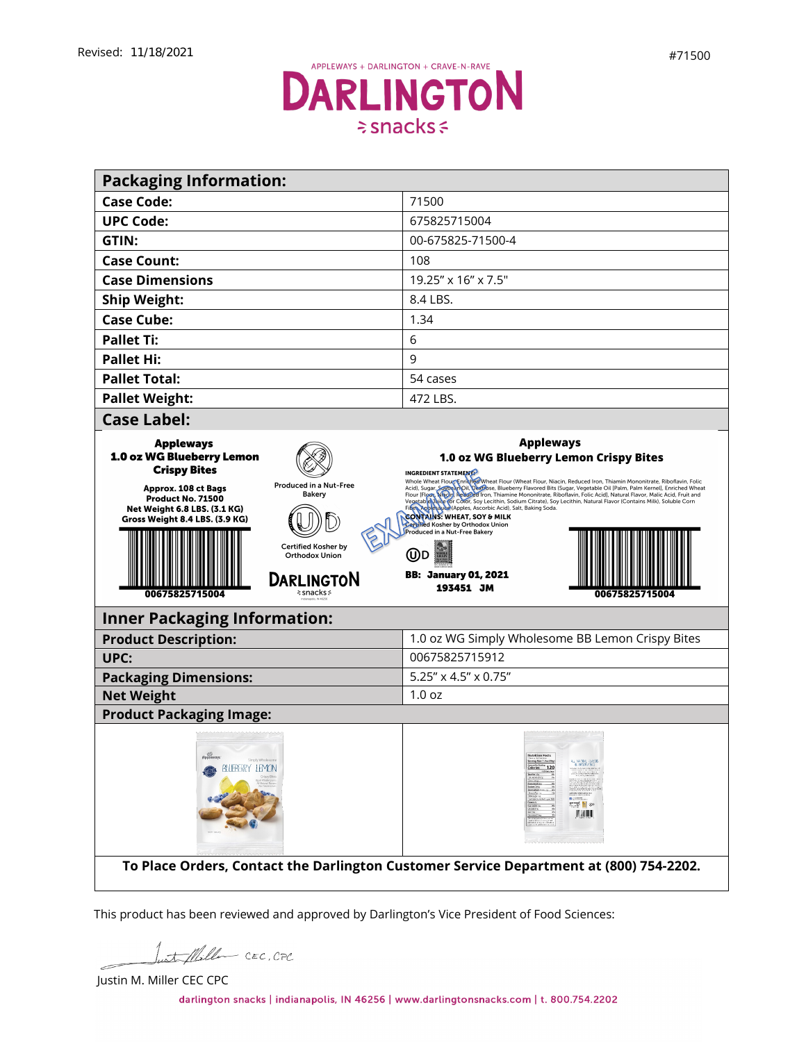Revised: 11/18/2021

#71500

APPLEWAYS + DARLINGTON + CRAVE-N-RAVE

# DARLINGTON snacks

## Packaging Information:

| | |
|---|---|
| **Case Code:** | 71500 |
| **UPC Code:** | 675825715004 |
| **GTIN:** | 00-675825-71500-4 |
| **Case Count:** | 108 |
| **Case Dimensions** | 19.25" x 16" x 7.5" |
| **Ship Weight:** | 8.4 LBS. |
| **Case Cube:** | 1.34 |
| **Pallet Ti:** | 6 |
| **Pallet Hi:** | 9 |
| **Pallet Total:** | 54 cases |
| **Pallet Weight:** | 472 LBS. |

## Case Label:

**Appleways**
**1.0 oz WG Blueberry Lemon Crispy Bites**

**Approx. 108 ct Bags**
**Product No. 71500**
**Net Weight 6.8 LBS. (3.1 KG)**
**Gross Weight 8.4 LBS. (3.9 KG)**

00675825715004

Produced in a Nut-Free Bakery

Certified Kosher by Orthodox Union

DARLINGTON snacks

**Appleways**
**1.0 oz WG Blueberry Lemon Crispy Bites**

**INGREDIENT STATEMENT:** Whole Wheat Flour, Enriched Wheat Flour (Wheat Flour, Niacin, Reduced Iron, Thiamin Mononitrate, Riboflavin, Folic Acid), Sugar, Soybean Oil, Dextrose, Blueberry Flavored Bits (Sugar, Vegetable Oil [Palm, Palm Kernel], Enriched Wheat Flour [Flour, Niacin, Reduced Iron, Thiamine Mononitrate, Riboflavin, Folic Acid], Natural Flavor, Malic Acid, Fruit and Vegetable Juice for Color, Soy Lecithin, Sodium Citrate), Soy Lecithin, Natural Flavor (Contains Milk), Soluble Corn Fiber, Applesauce (Apples, Ascorbic Acid), Salt, Baking Soda.

**CONTAINS: WHEAT, SOY & MILK**
Certified Kosher by Orthodox Union
Produced in a Nut-Free Bakery

EXAMPLE

**BB: January 01, 2021**
**193451 JM**

00675825715004

## Inner Packaging Information:

| | |
|---|---|
| **Product Description:** | 1.0 oz WG Simply Wholesome BB Lemon Crispy Bites |
| **UPC:** | 00675825715912 |
| **Packaging Dimensions:** | 5.25" x 4.5" x 0.75" |
| **Net Weight** | 1.0 oz |

**Product Packaging Image:**

**To Place Orders, Contact the Darlington Customer Service Department at (800) 754-2202.**

This product has been reviewed and approved by Darlington's Vice President of Food Sciences:

Justin M. Miller CEC CPC

darlington snacks | indianapolis, IN 46256 | www.darlingtonsnacks.com | t. 800.754.2202